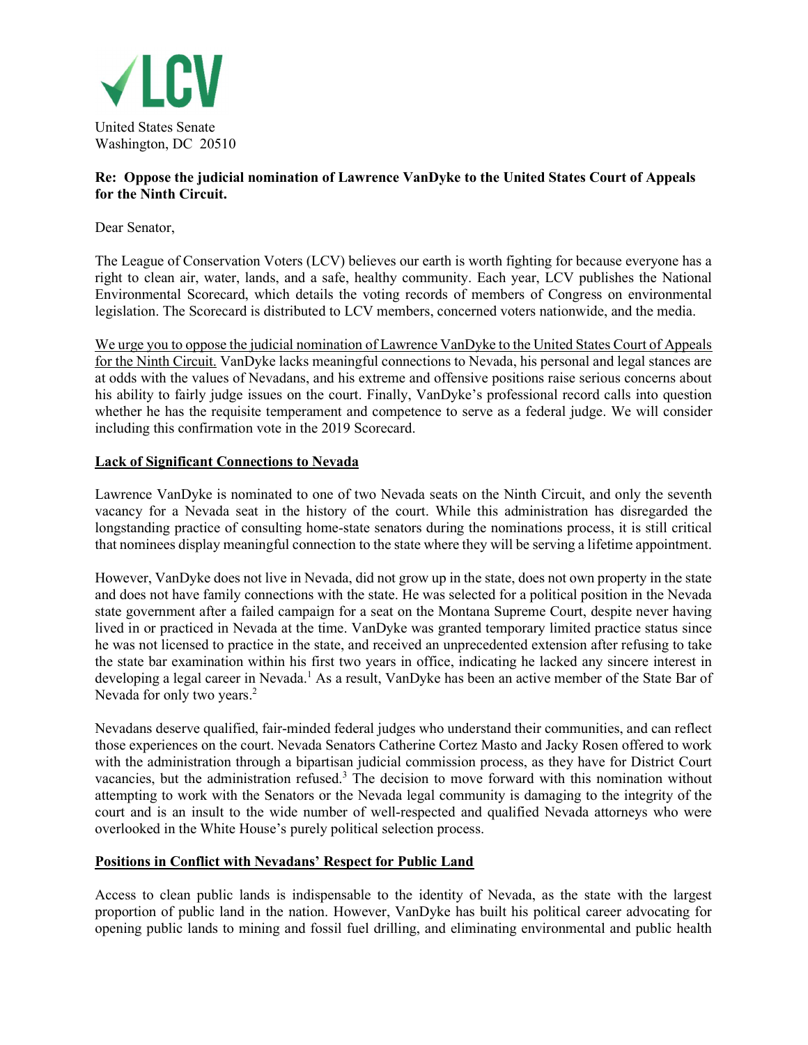✓LCV

United States Senate
Washington, DC 20510

**Re: Oppose the judicial nomination of Lawrence VanDyke to the United States Court of Appeals for the Ninth Circuit.**

Dear Senator,

The League of Conservation Voters (LCV) believes our earth is worth fighting for because everyone has a right to clean air, water, lands, and a safe, healthy community. Each year, LCV publishes the National Environmental Scorecard, which details the voting records of members of Congress on environmental legislation. The Scorecard is distributed to LCV members, concerned voters nationwide, and the media.

<u>We urge you to oppose the judicial nomination of Lawrence VanDyke to the United States Court of Appeals for the Ninth Circuit.</u> VanDyke lacks meaningful connections to Nevada, his personal and legal stances are at odds with the values of Nevadans, and his extreme and offensive positions raise serious concerns about his ability to fairly judge issues on the court. Finally, VanDyke's professional record calls into question whether he has the requisite temperament and competence to serve as a federal judge. We will consider including this confirmation vote in the 2019 Scorecard.

## Lack of Significant Connections to Nevada

Lawrence VanDyke is nominated to one of two Nevada seats on the Ninth Circuit, and only the seventh vacancy for a Nevada seat in the history of the court. While this administration has disregarded the longstanding practice of consulting home-state senators during the nominations process, it is still critical that nominees display meaningful connection to the state where they will be serving a lifetime appointment.

However, VanDyke does not live in Nevada, did not grow up in the state, does not own property in the state and does not have family connections with the state. He was selected for a political position in the Nevada state government after a failed campaign for a seat on the Montana Supreme Court, despite never having lived in or practiced in Nevada at the time. VanDyke was granted temporary limited practice status since he was not licensed to practice in the state, and received an unprecedented extension after refusing to take the state bar examination within his first two years in office, indicating he lacked any sincere interest in developing a legal career in Nevada.[1] As a result, VanDyke has been an active member of the State Bar of Nevada for only two years.[2]

Nevadans deserve qualified, fair-minded federal judges who understand their communities, and can reflect those experiences on the court. Nevada Senators Catherine Cortez Masto and Jacky Rosen offered to work with the administration through a bipartisan judicial commission process, as they have for District Court vacancies, but the administration refused.[3] The decision to move forward with this nomination without attempting to work with the Senators or the Nevada legal community is damaging to the integrity of the court and is an insult to the wide number of well-respected and qualified Nevada attorneys who were overlooked in the White House's purely political selection process.

## Positions in Conflict with Nevadans' Respect for Public Land

Access to clean public lands is indispensable to the identity of Nevada, as the state with the largest proportion of public land in the nation. However, VanDyke has built his political career advocating for opening public lands to mining and fossil fuel drilling, and eliminating environmental and public health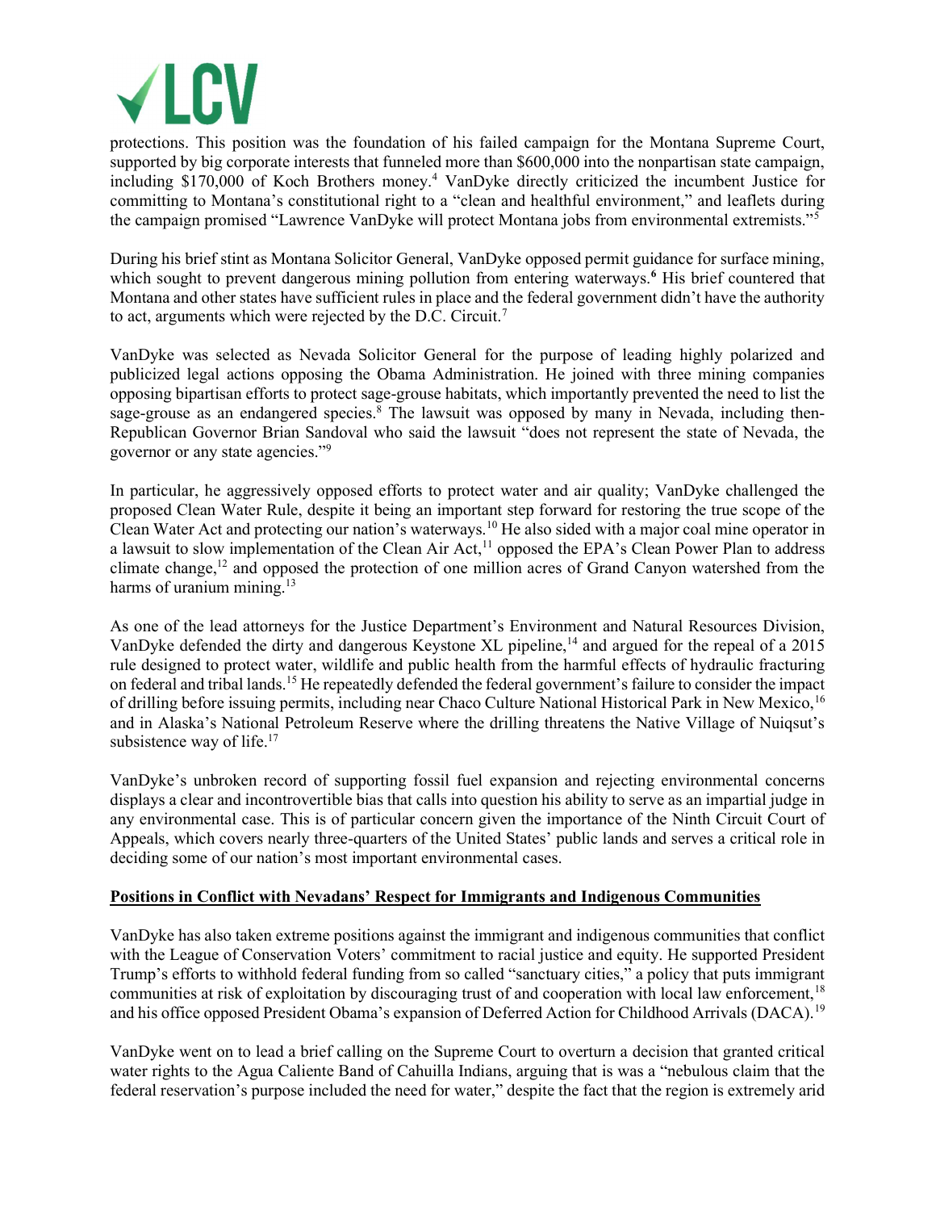protections. This position was the foundation of his failed campaign for the Montana Supreme Court, supported by big corporate interests that funneled more than $600,000 into the nonpartisan state campaign, including $170,000 of Koch Brothers money.[4] VanDyke directly criticized the incumbent Justice for committing to Montana's constitutional right to a "clean and healthful environment," and leaflets during the campaign promised "Lawrence VanDyke will protect Montana jobs from environmental extremists."[5]

During his brief stint as Montana Solicitor General, VanDyke opposed permit guidance for surface mining, which sought to prevent dangerous mining pollution from entering waterways.[6] His brief countered that Montana and other states have sufficient rules in place and the federal government didn't have the authority to act, arguments which were rejected by the D.C. Circuit.[7]

VanDyke was selected as Nevada Solicitor General for the purpose of leading highly polarized and publicized legal actions opposing the Obama Administration. He joined with three mining companies opposing bipartisan efforts to protect sage-grouse habitats, which importantly prevented the need to list the sage-grouse as an endangered species.[8] The lawsuit was opposed by many in Nevada, including then-Republican Governor Brian Sandoval who said the lawsuit "does not represent the state of Nevada, the governor or any state agencies."[9]

In particular, he aggressively opposed efforts to protect water and air quality; VanDyke challenged the proposed Clean Water Rule, despite it being an important step forward for restoring the true scope of the Clean Water Act and protecting our nation's waterways.[10] He also sided with a major coal mine operator in a lawsuit to slow implementation of the Clean Air Act,[11] opposed the EPA's Clean Power Plan to address climate change,[12] and opposed the protection of one million acres of Grand Canyon watershed from the harms of uranium mining.[13]

As one of the lead attorneys for the Justice Department's Environment and Natural Resources Division, VanDyke defended the dirty and dangerous Keystone XL pipeline,[14] and argued for the repeal of a 2015 rule designed to protect water, wildlife and public health from the harmful effects of hydraulic fracturing on federal and tribal lands.[15] He repeatedly defended the federal government's failure to consider the impact of drilling before issuing permits, including near Chaco Culture National Historical Park in New Mexico,[16] and in Alaska's National Petroleum Reserve where the drilling threatens the Native Village of Nuiqsut's subsistence way of life.[17]

VanDyke's unbroken record of supporting fossil fuel expansion and rejecting environmental concerns displays a clear and incontrovertible bias that calls into question his ability to serve as an impartial judge in any environmental case. This is of particular concern given the importance of the Ninth Circuit Court of Appeals, which covers nearly three-quarters of the United States' public lands and serves a critical role in deciding some of our nation's most important environmental cases.

**Positions in Conflict with Nevadans' Respect for Immigrants and Indigenous Communities**

VanDyke has also taken extreme positions against the immigrant and indigenous communities that conflict with the League of Conservation Voters' commitment to racial justice and equity. He supported President Trump's efforts to withhold federal funding from so called "sanctuary cities," a policy that puts immigrant communities at risk of exploitation by discouraging trust of and cooperation with local law enforcement,[18] and his office opposed President Obama's expansion of Deferred Action for Childhood Arrivals (DACA).[19]

VanDyke went on to lead a brief calling on the Supreme Court to overturn a decision that granted critical water rights to the Agua Caliente Band of Cahuilla Indians, arguing that is was a "nebulous claim that the federal reservation's purpose included the need for water," despite the fact that the region is extremely arid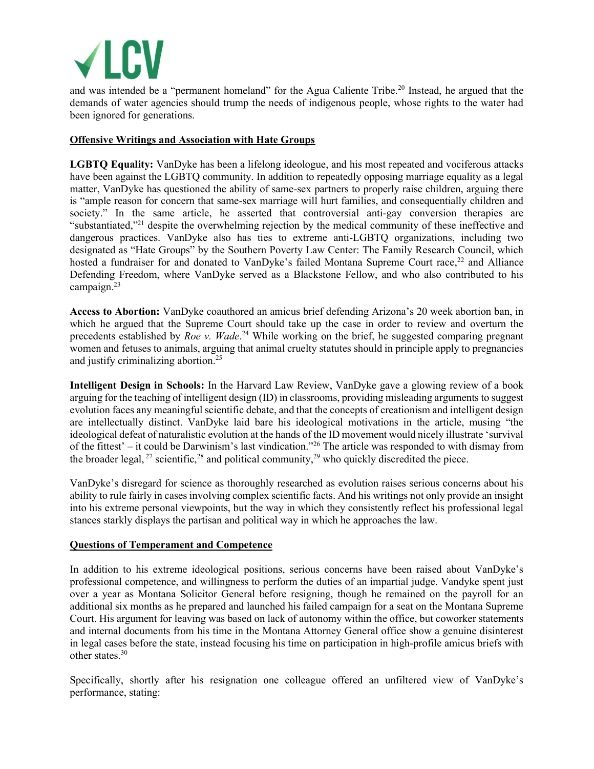and was intended be a "permanent homeland" for the Agua Caliente Tribe.[20] Instead, he argued that the demands of water agencies should trump the needs of indigenous people, whose rights to the water had been ignored for generations.

**<u>Offensive Writings and Association with Hate Groups</u>**

**LGBTQ Equality:** VanDyke has been a lifelong ideologue, and his most repeated and vociferous attacks have been against the LGBTQ community. In addition to repeatedly opposing marriage equality as a legal matter, VanDyke has questioned the ability of same-sex partners to properly raise children, arguing there is "ample reason for concern that same-sex marriage will hurt families, and consequentially children and society." In the same article, he asserted that controversial anti-gay conversion therapies are "substantiated,"[21] despite the overwhelming rejection by the medical community of these ineffective and dangerous practices. VanDyke also has ties to extreme anti-LGBTQ organizations, including two designated as "Hate Groups" by the Southern Poverty Law Center: The Family Research Council, which hosted a fundraiser for and donated to VanDyke's failed Montana Supreme Court race,[22] and Alliance Defending Freedom, where VanDyke served as a Blackstone Fellow, and who also contributed to his campaign.[23]

**Access to Abortion:** VanDyke coauthored an amicus brief defending Arizona's 20 week abortion ban, in which he argued that the Supreme Court should take up the case in order to review and overturn the precedents established by *Roe v. Wade*.[24] While working on the brief, he suggested comparing pregnant women and fetuses to animals, arguing that animal cruelty statutes should in principle apply to pregnancies and justify criminalizing abortion.[25]

**Intelligent Design in Schools:** In the Harvard Law Review, VanDyke gave a glowing review of a book arguing for the teaching of intelligent design (ID) in classrooms, providing misleading arguments to suggest evolution faces any meaningful scientific debate, and that the concepts of creationism and intelligent design are intellectually distinct. VanDyke laid bare his ideological motivations in the article, musing "the ideological defeat of naturalistic evolution at the hands of the ID movement would nicely illustrate 'survival of the fittest' – it could be Darwinism's last vindication."[26] The article was responded to with dismay from the broader legal, [27] scientific,[28] and political community,[29] who quickly discredited the piece.

VanDyke's disregard for science as thoroughly researched as evolution raises serious concerns about his ability to rule fairly in cases involving complex scientific facts. And his writings not only provide an insight into his extreme personal viewpoints, but the way in which they consistently reflect his professional legal stances starkly displays the partisan and political way in which he approaches the law.

**<u>Questions of Temperament and Competence</u>**

In addition to his extreme ideological positions, serious concerns have been raised about VanDyke's professional competence, and willingness to perform the duties of an impartial judge. Vandyke spent just over a year as Montana Solicitor General before resigning, though he remained on the payroll for an additional six months as he prepared and launched his failed campaign for a seat on the Montana Supreme Court. His argument for leaving was based on lack of autonomy within the office, but coworker statements and internal documents from his time in the Montana Attorney General office show a genuine disinterest in legal cases before the state, instead focusing his time on participation in high-profile amicus briefs with other states.[30]

Specifically, shortly after his resignation one colleague offered an unfiltered view of VanDyke's performance, stating: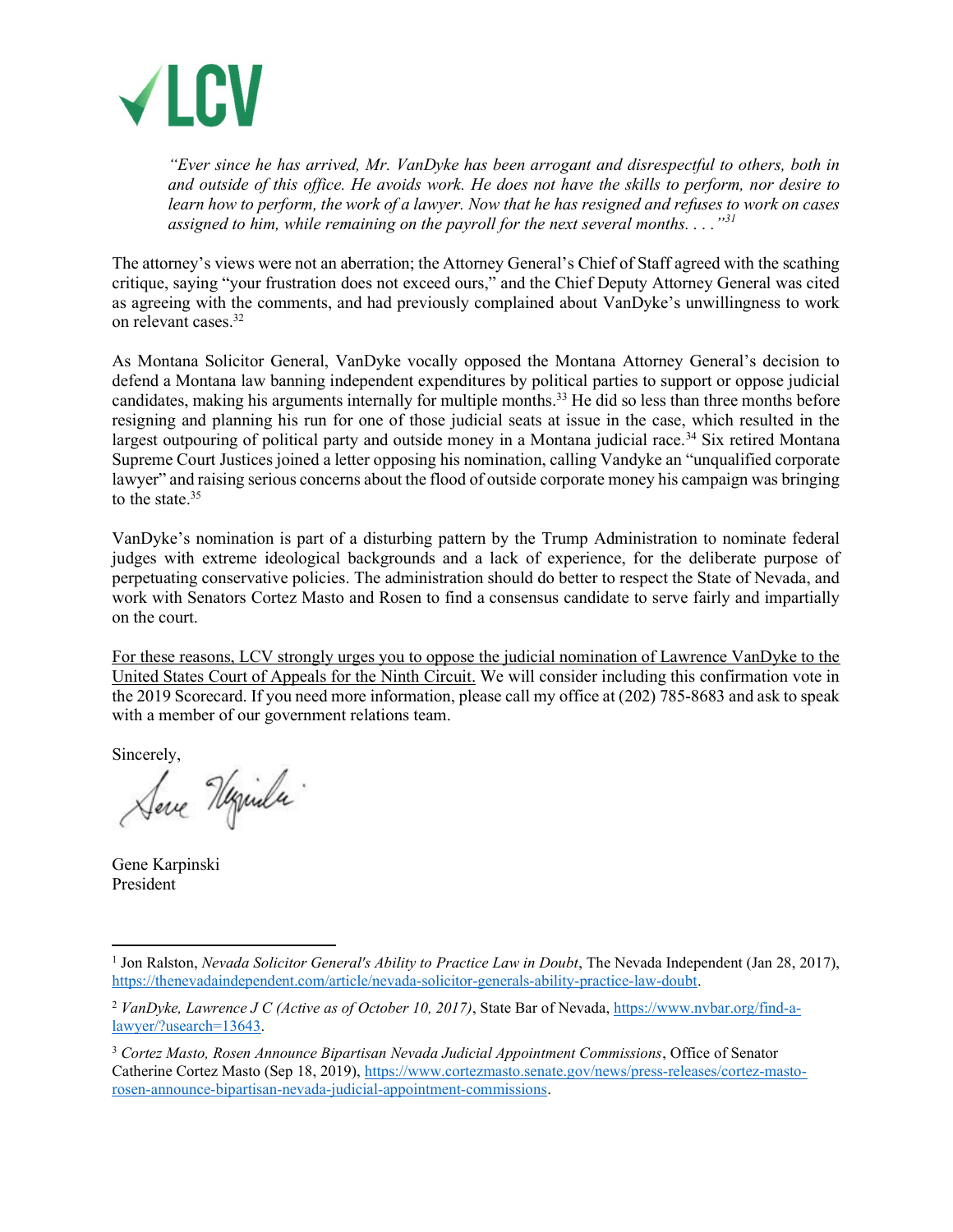*"Ever since he has arrived, Mr. VanDyke has been arrogant and disrespectful to others, both in and outside of this office. He avoids work. He does not have the skills to perform, nor desire to learn how to perform, the work of a lawyer. Now that he has resigned and refuses to work on cases assigned to him, while remaining on the payroll for the next several months. . . ."*[31]

The attorney's views were not an aberration; the Attorney General's Chief of Staff agreed with the scathing critique, saying "your frustration does not exceed ours," and the Chief Deputy Attorney General was cited as agreeing with the comments, and had previously complained about VanDyke's unwillingness to work on relevant cases.[32]

As Montana Solicitor General, VanDyke vocally opposed the Montana Attorney General's decision to defend a Montana law banning independent expenditures by political parties to support or oppose judicial candidates, making his arguments internally for multiple months.[33] He did so less than three months before resigning and planning his run for one of those judicial seats at issue in the case, which resulted in the largest outpouring of political party and outside money in a Montana judicial race.[34] Six retired Montana Supreme Court Justices joined a letter opposing his nomination, calling Vandyke an "unqualified corporate lawyer" and raising serious concerns about the flood of outside corporate money his campaign was bringing to the state.[35]

VanDyke's nomination is part of a disturbing pattern by the Trump Administration to nominate federal judges with extreme ideological backgrounds and a lack of experience, for the deliberate purpose of perpetuating conservative policies. The administration should do better to respect the State of Nevada, and work with Senators Cortez Masto and Rosen to find a consensus candidate to serve fairly and impartially on the court.

<u>For these reasons, LCV strongly urges you to oppose the judicial nomination of Lawrence VanDyke to the United States Court of Appeals for the Ninth Circuit.</u> We will consider including this confirmation vote in the 2019 Scorecard. If you need more information, please call my office at (202) 785-8683 and ask to speak with a member of our government relations team.

Sincerely,

Gene Karpinski
President

---

[1] Jon Ralston, *Nevada Solicitor General's Ability to Practice Law in Doubt*, The Nevada Independent (Jan 28, 2017), https://thenevadaindependent.com/article/nevada-solicitor-generals-ability-practice-law-doubt.

[2] *VanDyke, Lawrence J C (Active as of October 10, 2017)*, State Bar of Nevada, https://www.nvbar.org/find-a-lawyer/?usearch=13643.

[3] *Cortez Masto, Rosen Announce Bipartisan Nevada Judicial Appointment Commissions*, Office of Senator Catherine Cortez Masto (Sep 18, 2019), https://www.cortezmasto.senate.gov/news/press-releases/cortez-masto-rosen-announce-bipartisan-nevada-judicial-appointment-commissions.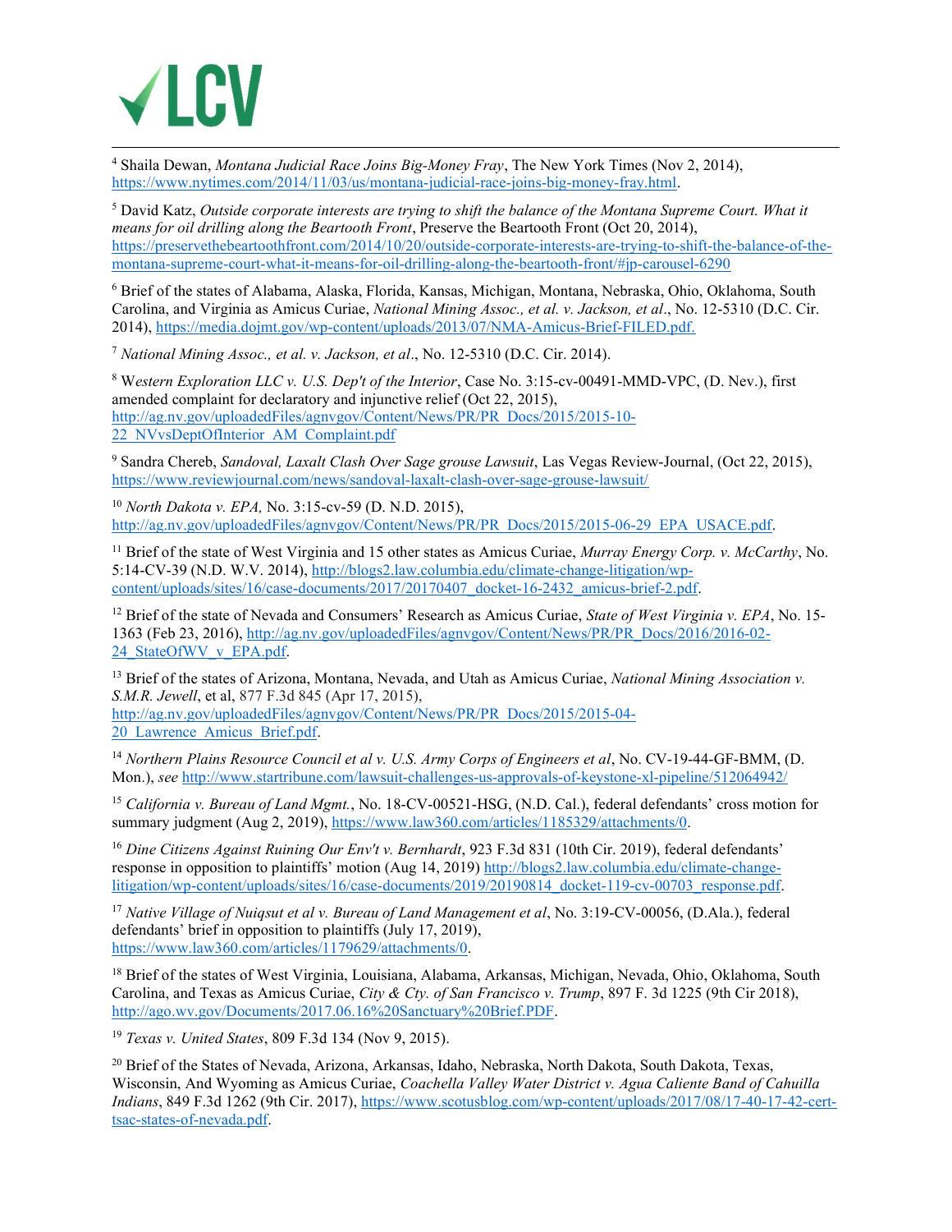[4] Shaila Dewan, *Montana Judicial Race Joins Big-Money Fray*, The New York Times (Nov 2, 2014), https://www.nytimes.com/2014/11/03/us/montana-judicial-race-joins-big-money-fray.html.

[5] David Katz, *Outside corporate interests are trying to shift the balance of the Montana Supreme Court. What it means for oil drilling along the Beartooth Front*, Preserve the Beartooth Front (Oct 20, 2014), https://preservethebeartoothfront.com/2014/10/20/outside-corporate-interests-are-trying-to-shift-the-balance-of-the-montana-supreme-court-what-it-means-for-oil-drilling-along-the-beartooth-front/#jp-carousel-6290

[6] Brief of the states of Alabama, Alaska, Florida, Kansas, Michigan, Montana, Nebraska, Ohio, Oklahoma, South Carolina, and Virginia as Amicus Curiae, *National Mining Assoc., et al. v. Jackson, et al*., No. 12-5310 (D.C. Cir. 2014), https://media.dojmt.gov/wp-content/uploads/2013/07/NMA-Amicus-Brief-FILED.pdf.

[7] *National Mining Assoc., et al. v. Jackson, et al*., No. 12-5310 (D.C. Cir. 2014).

[8] *Western Exploration LLC v. U.S. Dep't of the Interior*, Case No. 3:15-cv-00491-MMD-VPC, (D. Nev.), first amended complaint for declaratory and injunctive relief (Oct 22, 2015), http://ag.nv.gov/uploadedFiles/agnvgov/Content/News/PR/PR_Docs/2015/2015-10-22_NVvsDeptOfInterior_AM_Complaint.pdf

[9] Sandra Chereb, *Sandoval, Laxalt Clash Over Sage grouse Lawsuit*, Las Vegas Review-Journal, (Oct 22, 2015), https://www.reviewjournal.com/news/sandoval-laxalt-clash-over-sage-grouse-lawsuit/

[10] *North Dakota v. EPA,* No. 3:15-cv-59 (D. N.D. 2015), http://ag.nv.gov/uploadedFiles/agnvgov/Content/News/PR/PR_Docs/2015/2015-06-29_EPA_USACE.pdf.

[11] Brief of the state of West Virginia and 15 other states as Amicus Curiae, *Murray Energy Corp. v. McCarthy*, No. 5:14-CV-39 (N.D. W.V. 2014), http://blogs2.law.columbia.edu/climate-change-litigation/wp-content/uploads/sites/16/case-documents/2017/20170407_docket-16-2432_amicus-brief-2.pdf.

[12] Brief of the state of Nevada and Consumers' Research as Amicus Curiae, *State of West Virginia v. EPA*, No. 15-1363 (Feb 23, 2016), http://ag.nv.gov/uploadedFiles/agnvgov/Content/News/PR/PR_Docs/2016/2016-02-24_StateOfWV_v_EPA.pdf.

[13] Brief of the states of Arizona, Montana, Nevada, and Utah as Amicus Curiae, *National Mining Association v. S.M.R. Jewell*, et al, 877 F.3d 845 (Apr 17, 2015), http://ag.nv.gov/uploadedFiles/agnvgov/Content/News/PR/PR_Docs/2015/2015-04-20_Lawrence_Amicus_Brief.pdf.

[14] *Northern Plains Resource Council et al v. U.S. Army Corps of Engineers et al*, No. CV-19-44-GF-BMM, (D. Mon.), *see* http://www.startribune.com/lawsuit-challenges-us-approvals-of-keystone-xl-pipeline/512064942/

[15] *California v. Bureau of Land Mgmt.*, No. 18-CV-00521-HSG, (N.D. Cal.), federal defendants' cross motion for summary judgment (Aug 2, 2019), https://www.law360.com/articles/1185329/attachments/0.

[16] *Dine Citizens Against Ruining Our Env't v. Bernhardt*, 923 F.3d 831 (10th Cir. 2019), federal defendants' response in opposition to plaintiffs' motion (Aug 14, 2019) http://blogs2.law.columbia.edu/climate-change-litigation/wp-content/uploads/sites/16/case-documents/2019/20190814_docket-119-cv-00703_response.pdf.

[17] *Native Village of Nuiqsut et al v. Bureau of Land Management et al*, No. 3:19-CV-00056, (D.Ala.), federal defendants' brief in opposition to plaintiffs (July 17, 2019), https://www.law360.com/articles/1179629/attachments/0.

[18] Brief of the states of West Virginia, Louisiana, Alabama, Arkansas, Michigan, Nevada, Ohio, Oklahoma, South Carolina, and Texas as Amicus Curiae, *City & Cty. of San Francisco v. Trump*, 897 F. 3d 1225 (9th Cir 2018), http://ago.wv.gov/Documents/2017.06.16%20Sanctuary%20Brief.PDF.

[19] *Texas v. United States*, 809 F.3d 134 (Nov 9, 2015).

[20] Brief of the States of Nevada, Arizona, Arkansas, Idaho, Nebraska, North Dakota, South Dakota, Texas, Wisconsin, And Wyoming as Amicus Curiae, *Coachella Valley Water District v. Agua Caliente Band of Cahuilla Indians*, 849 F.3d 1262 (9th Cir. 2017), https://www.scotusblog.com/wp-content/uploads/2017/08/17-40-17-42-cert-tsac-states-of-nevada.pdf.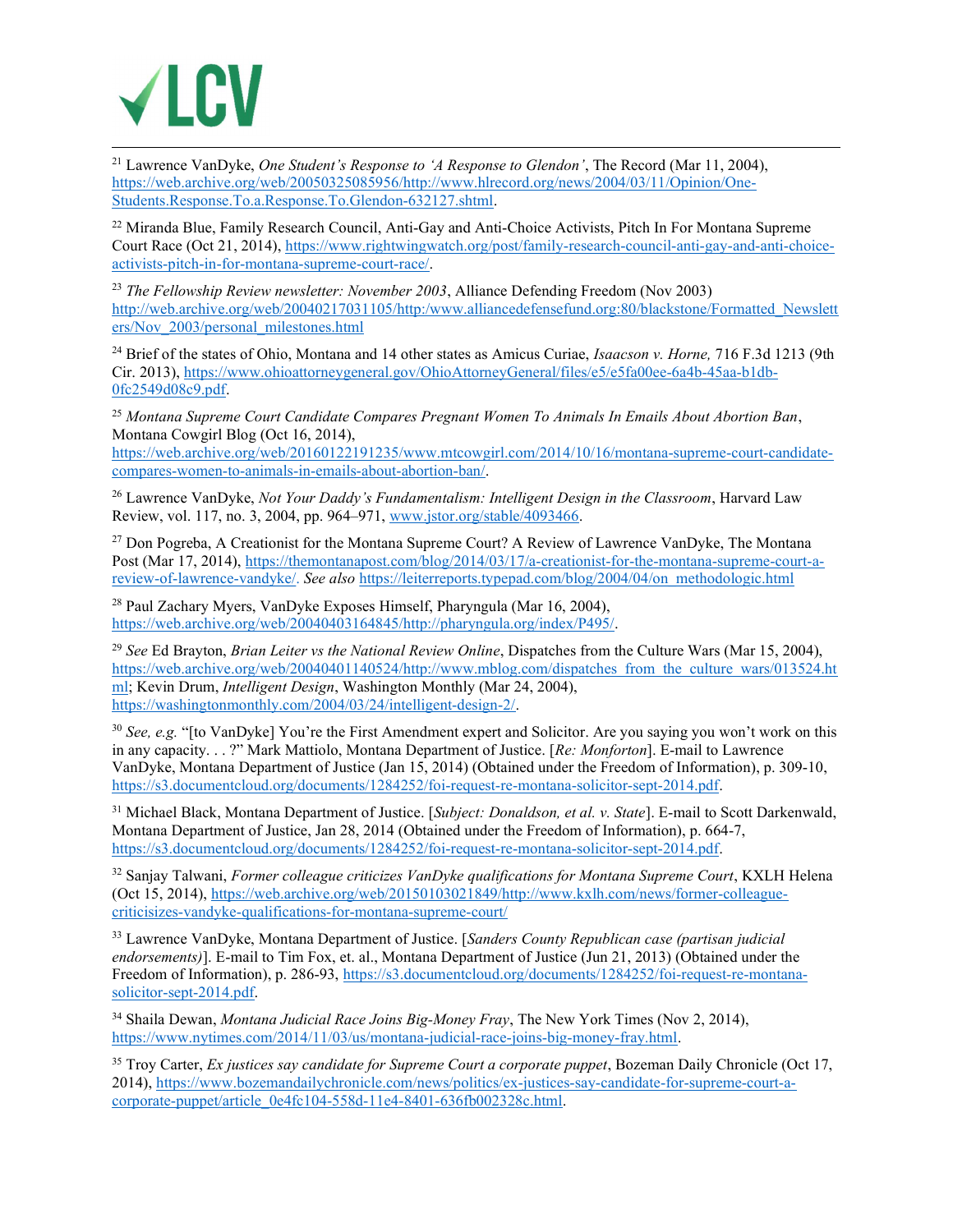[21] Lawrence VanDyke, *One Student's Response to 'A Response to Glendon'*, The Record (Mar 11, 2004), https://web.archive.org/web/20050325085956/http://www.hlrecord.org/news/2004/03/11/Opinion/One-Students.Response.To.a.Response.To.Glendon-632127.shtml.

[22] Miranda Blue, Family Research Council, Anti-Gay and Anti-Choice Activists, Pitch In For Montana Supreme Court Race (Oct 21, 2014), https://www.rightwingwatch.org/post/family-research-council-anti-gay-and-anti-choice-activists-pitch-in-for-montana-supreme-court-race/.

[23] *The Fellowship Review newsletter: November 2003*, Alliance Defending Freedom (Nov 2003) http://web.archive.org/web/20040217031105/http:/www.alliancedefensefund.org:80/blackstone/Formatted_Newsletters/Nov_2003/personal_milestones.html

[24] Brief of the states of Ohio, Montana and 14 other states as Amicus Curiae, *Isaacson v. Horne,* 716 F.3d 1213 (9th Cir. 2013), https://www.ohioattorneygeneral.gov/OhioAttorneyGeneral/files/e5/e5fa00ee-6a4b-45aa-b1db-0fc2549d08c9.pdf.

[25] *Montana Supreme Court Candidate Compares Pregnant Women To Animals In Emails About Abortion Ban*, Montana Cowgirl Blog (Oct 16, 2014), https://web.archive.org/web/20160122191235/www.mtcowgirl.com/2014/10/16/montana-supreme-court-candidate-compares-women-to-animals-in-emails-about-abortion-ban/.

[26] Lawrence VanDyke, *Not Your Daddy's Fundamentalism: Intelligent Design in the Classroom*, Harvard Law Review, vol. 117, no. 3, 2004, pp. 964–971, www.jstor.org/stable/4093466.

[27] Don Pogreba, A Creationist for the Montana Supreme Court? A Review of Lawrence VanDyke, The Montana Post (Mar 17, 2014), https://themontanapost.com/blog/2014/03/17/a-creationist-for-the-montana-supreme-court-a-review-of-lawrence-vandyke/. *See also* https://leiterreports.typepad.com/blog/2004/04/on_methodologic.html

[28] Paul Zachary Myers, VanDyke Exposes Himself, Pharyngula (Mar 16, 2004), https://web.archive.org/web/20040403164845/http://pharyngula.org/index/P495/.

[29] *See* Ed Brayton, *Brian Leiter vs the National Review Online*, Dispatches from the Culture Wars (Mar 15, 2004), https://web.archive.org/web/20040401140524/http://www.mblog.com/dispatches_from_the_culture_wars/013524.html; Kevin Drum, *Intelligent Design*, Washington Monthly (Mar 24, 2004), https://washingtonmonthly.com/2004/03/24/intelligent-design-2/.

[30] *See, e.g.* "[to VanDyke] You're the First Amendment expert and Solicitor. Are you saying you won't work on this in any capacity. . . ?" Mark Mattiolo, Montana Department of Justice. [*Re: Monforton*]. E-mail to Lawrence VanDyke, Montana Department of Justice (Jan 15, 2014) (Obtained under the Freedom of Information), p. 309-10, https://s3.documentcloud.org/documents/1284252/foi-request-re-montana-solicitor-sept-2014.pdf.

[31] Michael Black, Montana Department of Justice. [*Subject: Donaldson, et al. v. State*]. E-mail to Scott Darkenwald, Montana Department of Justice, Jan 28, 2014 (Obtained under the Freedom of Information), p. 664-7, https://s3.documentcloud.org/documents/1284252/foi-request-re-montana-solicitor-sept-2014.pdf.

[32] Sanjay Talwani, *Former colleague criticizes VanDyke qualifications for Montana Supreme Court*, KXLH Helena (Oct 15, 2014), https://web.archive.org/web/20150103021849/http://www.kxlh.com/news/former-colleague-criticisizes-vandyke-qualifications-for-montana-supreme-court/

[33] Lawrence VanDyke, Montana Department of Justice. [*Sanders County Republican case (partisan judicial endorsements)*]. E-mail to Tim Fox, et. al., Montana Department of Justice (Jun 21, 2013) (Obtained under the Freedom of Information), p. 286-93, https://s3.documentcloud.org/documents/1284252/foi-request-re-montana-solicitor-sept-2014.pdf.

[34] Shaila Dewan, *Montana Judicial Race Joins Big-Money Fray*, The New York Times (Nov 2, 2014), https://www.nytimes.com/2014/11/03/us/montana-judicial-race-joins-big-money-fray.html.

[35] Troy Carter, *Ex justices say candidate for Supreme Court a corporate puppet*, Bozeman Daily Chronicle (Oct 17, 2014), https://www.bozemandailychronicle.com/news/politics/ex-justices-say-candidate-for-supreme-court-a-corporate-puppet/article_0e4fc104-558d-11e4-8401-636fb002328c.html.